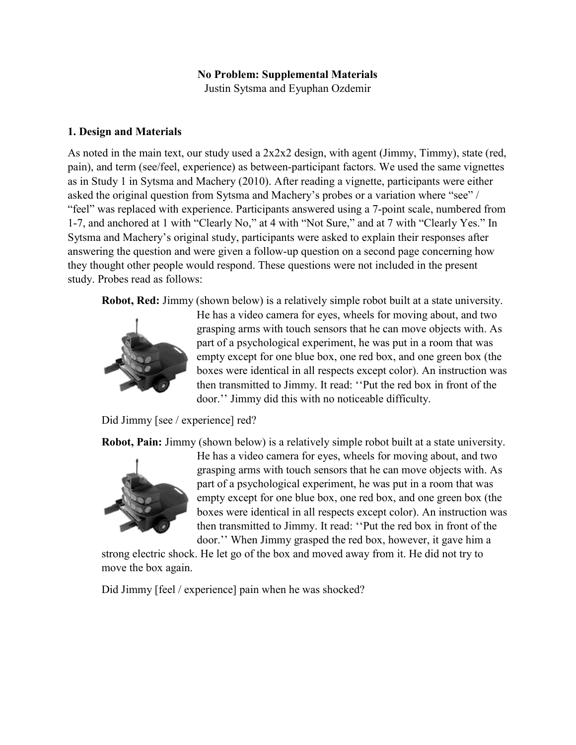**No Problem: Supplemental Materials**

Justin Sytsma and Eyuphan Ozdemir

## 1. Design and Materials

As noted in the main text, our study used a 2x2x2 design, with agent (Jimmy, Timmy), state (red, pain), and term (see/feel, experience) as between-participant factors. We used the same vignettes as in Study 1 in Sytsma and Machery (2010). After reading a vignette, participants were either asked the original question from Sytsma and Machery's probes or a variation where "see" / "feel" was replaced with experience. Participants answered using a 7-point scale, numbered from 1-7, and anchored at 1 with "Clearly No," at 4 with "Not Sure," and at 7 with "Clearly Yes." In Sytsma and Machery's original study, participants were asked to explain their responses after answering the question and were given a follow-up question on a second page concerning how they thought other people would respond. These questions were not included in the present study. Probes read as follows:

> **Robot, Red:** Jimmy (shown below) is a relatively simple robot built at a state university. He has a video camera for eyes, wheels for moving about, and two grasping arms with touch sensors that he can move objects with. As part of a psychological experiment, he was put in a room that was empty except for one blue box, one red box, and one green box (the boxes were identical in all respects except color). An instruction was then transmitted to Jimmy. It read: ''Put the red box in front of the door.'' Jimmy did this with no noticeable difficulty.
>
> Did Jimmy [see / experience] red?
>
> **Robot, Pain:** Jimmy (shown below) is a relatively simple robot built at a state university. He has a video camera for eyes, wheels for moving about, and two grasping arms with touch sensors that he can move objects with. As part of a psychological experiment, he was put in a room that was empty except for one blue box, one red box, and one green box (the boxes were identical in all respects except color). An instruction was then transmitted to Jimmy. It read: ''Put the red box in front of the door.'' When Jimmy grasped the red box, however, it gave him a strong electric shock. He let go of the box and moved away from it. He did not try to move the box again.
>
> Did Jimmy [feel / experience] pain when he was shocked?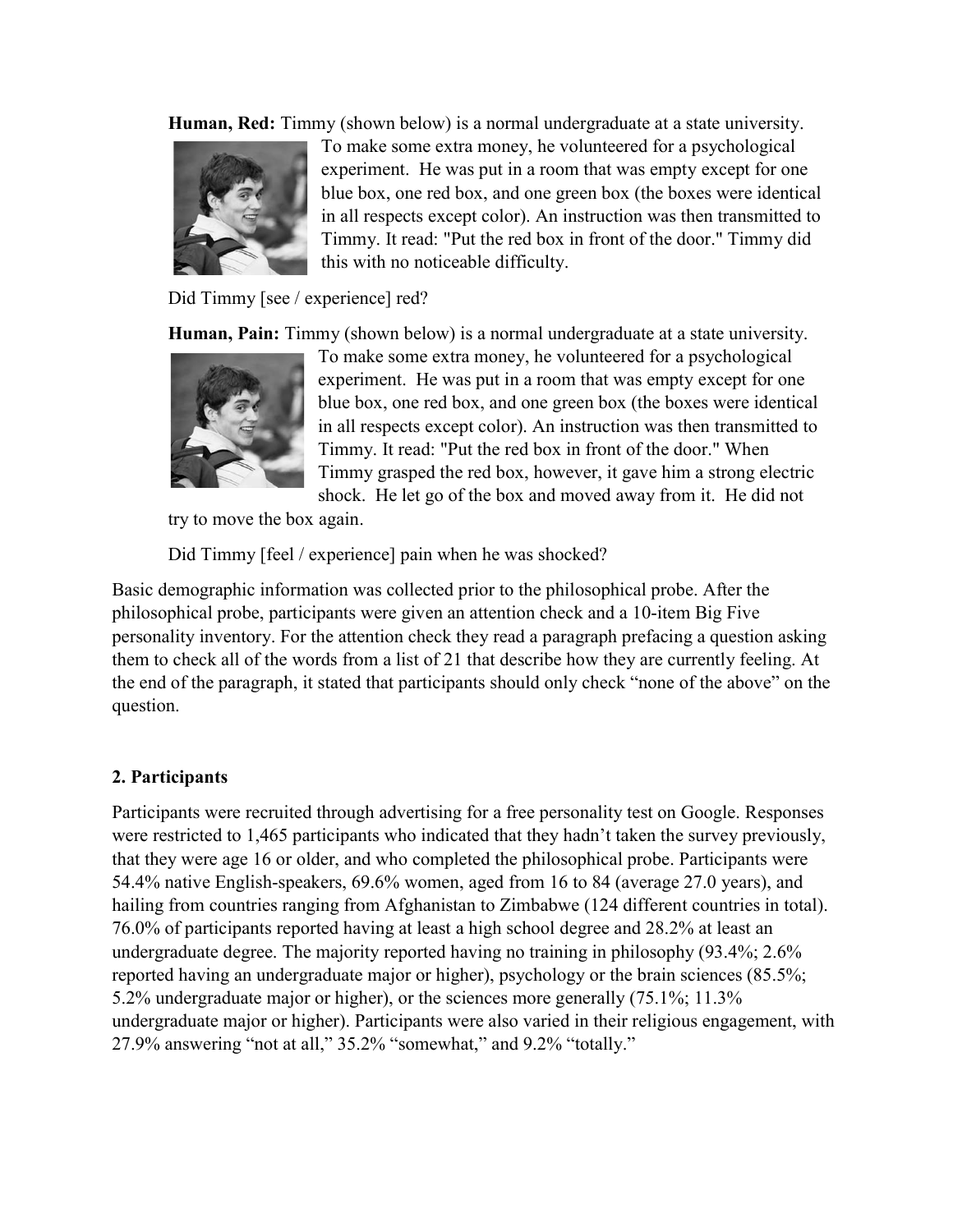**Human, Red:** Timmy (shown below) is a normal undergraduate at a state university. To make some extra money, he volunteered for a psychological experiment. He was put in a room that was empty except for one blue box, one red box, and one green box (the boxes were identical in all respects except color). An instruction was then transmitted to Timmy. It read: "Put the red box in front of the door." Timmy did this with no noticeable difficulty.

Did Timmy [see / experience] red?

**Human, Pain:** Timmy (shown below) is a normal undergraduate at a state university. To make some extra money, he volunteered for a psychological experiment. He was put in a room that was empty except for one blue box, one red box, and one green box (the boxes were identical in all respects except color). An instruction was then transmitted to Timmy. It read: "Put the red box in front of the door." When Timmy grasped the red box, however, it gave him a strong electric shock. He let go of the box and moved away from it. He did not try to move the box again.

Did Timmy [feel / experience] pain when he was shocked?

Basic demographic information was collected prior to the philosophical probe. After the philosophical probe, participants were given an attention check and a 10-item Big Five personality inventory. For the attention check they read a paragraph prefacing a question asking them to check all of the words from a list of 21 that describe how they are currently feeling. At the end of the paragraph, it stated that participants should only check "none of the above" on the question.

## 2. Participants

Participants were recruited through advertising for a free personality test on Google. Responses were restricted to 1,465 participants who indicated that they hadn't taken the survey previously, that they were age 16 or older, and who completed the philosophical probe. Participants were 54.4% native English-speakers, 69.6% women, aged from 16 to 84 (average 27.0 years), and hailing from countries ranging from Afghanistan to Zimbabwe (124 different countries in total). 76.0% of participants reported having at least a high school degree and 28.2% at least an undergraduate degree. The majority reported having no training in philosophy (93.4%; 2.6% reported having an undergraduate major or higher), psychology or the brain sciences (85.5%; 5.2% undergraduate major or higher), or the sciences more generally (75.1%; 11.3% undergraduate major or higher). Participants were also varied in their religious engagement, with 27.9% answering "not at all," 35.2% "somewhat," and 9.2% "totally."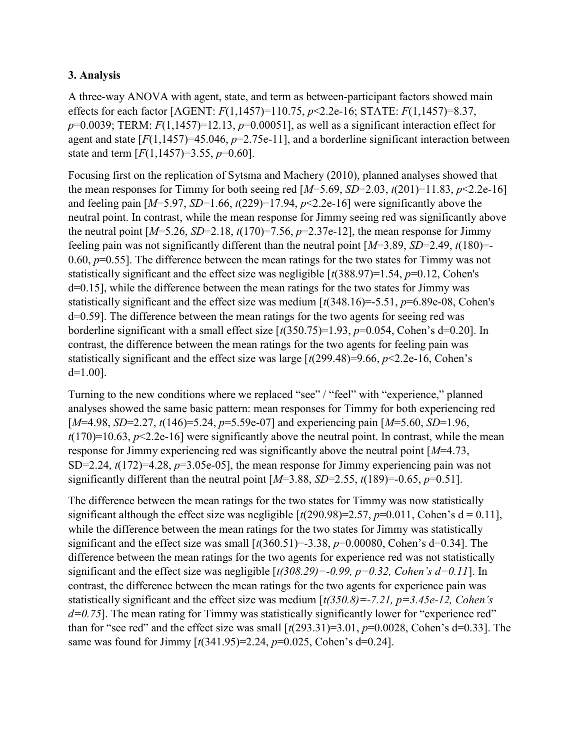### 3. Analysis

A three-way ANOVA with agent, state, and term as between-participant factors showed main effects for each factor [AGENT: $F(1,1457)=110.75$, $p<2.2\text{e-}16$; STATE: $F(1,1457)=8.37$, $p=0.0039$; TERM: $F(1,1457)=12.13$, $p=0.00051$], as well as a significant interaction effect for agent and state [$F(1,1457)=45.046$, $p=2.75\text{e-}11$], and a borderline significant interaction between state and term [$F(1,1457)=3.55$, $p=0.60$].

Focusing first on the replication of Sytsma and Machery (2010), planned analyses showed that the mean responses for Timmy for both seeing red [$M=5.69$, $SD=2.03$, $t(201)=11.83$, $p<2.2\text{e-}16$] and feeling pain [$M=5.97$, $SD=1.66$, $t(229)=17.94$, $p<2.2\text{e-}16$] were significantly above the neutral point. In contrast, while the mean response for Jimmy seeing red was significantly above the neutral point [$M=5.26$, $SD=2.18$, $t(170)=7.56$, $p=2.37\text{e-}12$], the mean response for Jimmy feeling pain was not significantly different than the neutral point [$M=3.89$, $SD=2.49$, $t(180)=-0.60$, $p=0.55$]. The difference between the mean ratings for the two states for Timmy was not statistically significant and the effect size was negligible [$t(388.97)=1.54$, $p=0.12$, Cohen's $d=0.15$], while the difference between the mean ratings for the two states for Jimmy was statistically significant and the effect size was medium [$t(348.16)=-5.51$, $p=6.89\text{e-}08$, Cohen's $d=0.59$]. The difference between the mean ratings for the two agents for seeing red was borderline significant with a small effect size [$t(350.75)=1.93$, $p=0.054$, Cohen's $d=0.20$]. In contrast, the difference between the mean ratings for the two agents for feeling pain was statistically significant and the effect size was large [$t(299.48)=9.66$, $p<2.2\text{e-}16$, Cohen's $d=1.00$].

Turning to the new conditions where we replaced "see" / "feel" with "experience," planned analyses showed the same basic pattern: mean responses for Timmy for both experiencing red [$M=4.98$, $SD=2.27$, $t(146)=5.24$, $p=5.59\text{e-}07$] and experiencing pain [$M=5.60$, $SD=1.96$, $t(170)=10.63$, $p<2.2\text{e-}16$] were significantly above the neutral point. In contrast, while the mean response for Jimmy experiencing red was significantly above the neutral point [$M=4.73$, $SD=2.24$, $t(172)=4.28$, $p=3.05\text{e-}05$], the mean response for Jimmy experiencing pain was not significantly different than the neutral point [$M=3.88$, $SD=2.55$, $t(189)=-0.65$, $p=0.51$].

The difference between the mean ratings for the two states for Timmy was now statistically significant although the effect size was negligible [$t(290.98)=2.57$, $p=0.011$, Cohen's $d = 0.11$], while the difference between the mean ratings for the two states for Jimmy was statistically significant and the effect size was small [$t(360.51)=-3.38$, $p=0.00080$, Cohen's $d=0.34$]. The difference between the mean ratings for the two agents for experience red was not statistically significant and the effect size was negligible [$t(308.29)=-0.99$, $p=0.32$, *Cohen's* $d=0.11$]. In contrast, the difference between the mean ratings for the two agents for experience pain was statistically significant and the effect size was medium [$t(350.8)=-7.21$, $p=3.45\text{e-}12$, *Cohen's* $d=0.75$]. The mean rating for Timmy was statistically significantly lower for "experience red" than for "see red" and the effect size was small [$t(293.31)=3.01$, $p=0.0028$, Cohen's $d=0.33$]. The same was found for Jimmy [$t(341.95)=2.24$, $p=0.025$, Cohen's $d=0.24$].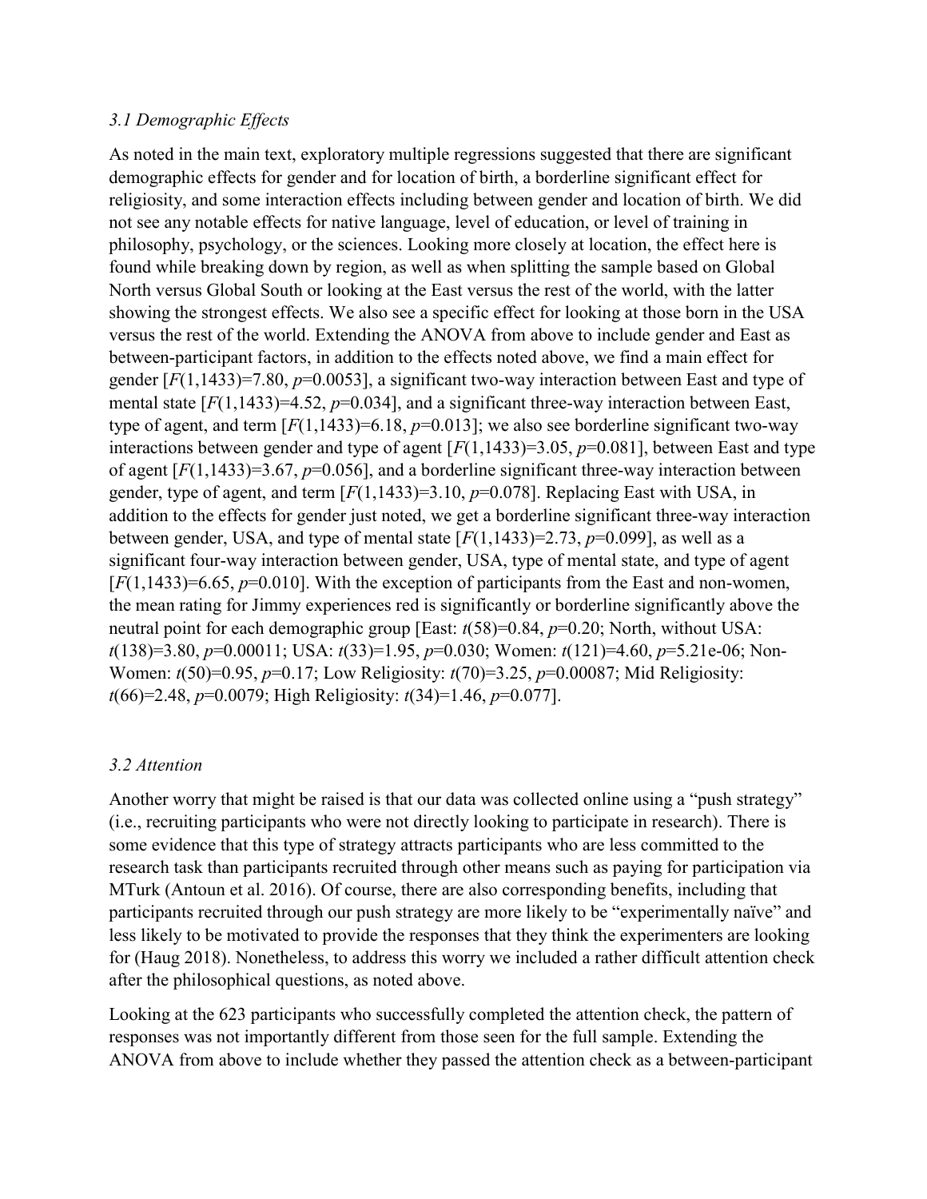### *3.1 Demographic Effects*

As noted in the main text, exploratory multiple regressions suggested that there are significant demographic effects for gender and for location of birth, a borderline significant effect for religiosity, and some interaction effects including between gender and location of birth. We did not see any notable effects for native language, level of education, or level of training in philosophy, psychology, or the sciences. Looking more closely at location, the effect here is found while breaking down by region, as well as when splitting the sample based on Global North versus Global South or looking at the East versus the rest of the world, with the latter showing the strongest effects. We also see a specific effect for looking at those born in the USA versus the rest of the world. Extending the ANOVA from above to include gender and East as between-participant factors, in addition to the effects noted above, we find a main effect for gender [$F(1,1433)=7.80$, $p=0.0053$], a significant two-way interaction between East and type of mental state [$F(1,1433)=4.52$, $p=0.034$], and a significant three-way interaction between East, type of agent, and term [$F(1,1433)=6.18$, $p=0.013$]; we also see borderline significant two-way interactions between gender and type of agent [$F(1,1433)=3.05$, $p=0.081$], between East and type of agent [$F(1,1433)=3.67$, $p=0.056$], and a borderline significant three-way interaction between gender, type of agent, and term [$F(1,1433)=3.10$, $p=0.078$]. Replacing East with USA, in addition to the effects for gender just noted, we get a borderline significant three-way interaction between gender, USA, and type of mental state [$F(1,1433)=2.73$, $p=0.099$], as well as a significant four-way interaction between gender, USA, type of mental state, and type of agent [$F(1,1433)=6.65$, $p=0.010$]. With the exception of participants from the East and non-women, the mean rating for Jimmy experiences red is significantly or borderline significantly above the neutral point for each demographic group [East: $t(58)=0.84$, $p=0.20$; North, without USA: $t(138)=3.80$, $p=0.00011$; USA: $t(33)=1.95$, $p=0.030$; Women: $t(121)=4.60$, $p=5.21\text{e-}06$; Non-Women: $t(50)=0.95$, $p=0.17$; Low Religiosity: $t(70)=3.25$, $p=0.00087$; Mid Religiosity: $t(66)=2.48$, $p=0.0079$; High Religiosity: $t(34)=1.46$, $p=0.077$].

### *3.2 Attention*

Another worry that might be raised is that our data was collected online using a "push strategy" (i.e., recruiting participants who were not directly looking to participate in research). There is some evidence that this type of strategy attracts participants who are less committed to the research task than participants recruited through other means such as paying for participation via MTurk (Antoun et al. 2016). Of course, there are also corresponding benefits, including that participants recruited through our push strategy are more likely to be "experimentally naïve" and less likely to be motivated to provide the responses that they think the experimenters are looking for (Haug 2018). Nonetheless, to address this worry we included a rather difficult attention check after the philosophical questions, as noted above.

Looking at the 623 participants who successfully completed the attention check, the pattern of responses was not importantly different from those seen for the full sample. Extending the ANOVA from above to include whether they passed the attention check as a between-participant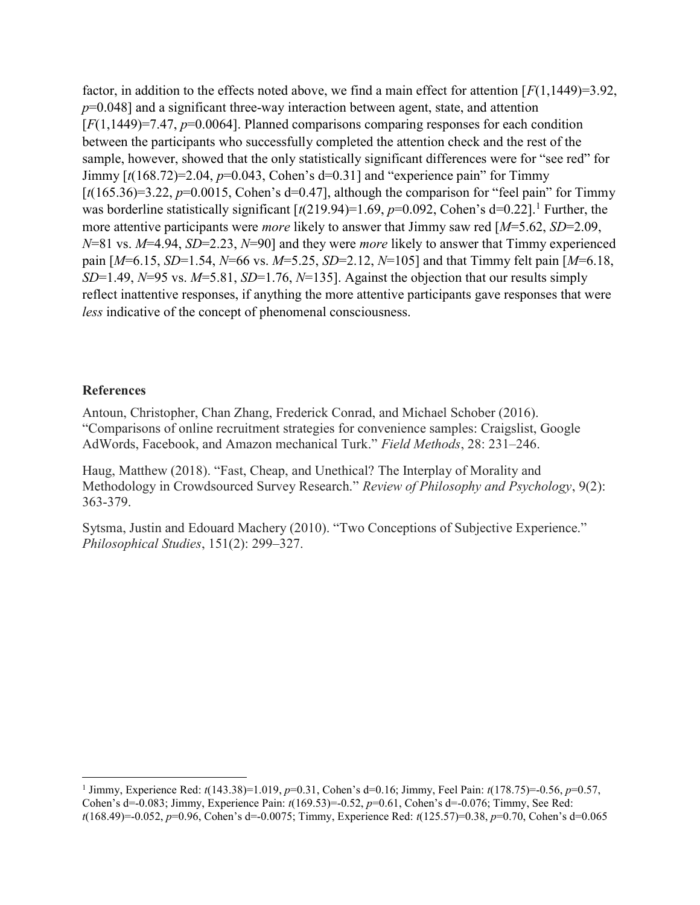factor, in addition to the effects noted above, we find a main effect for attention [$F(1,1449)=3.92$, $p=0.048$] and a significant three-way interaction between agent, state, and attention [$F(1,1449)=7.47$, $p=0.0064$]. Planned comparisons comparing responses for each condition between the participants who successfully completed the attention check and the rest of the sample, however, showed that the only statistically significant differences were for "see red" for Jimmy [$t(168.72)=2.04$, $p=0.043$, Cohen's d=0.31] and "experience pain" for Timmy [$t(165.36)=3.22$, $p=0.0015$, Cohen's d=0.47], although the comparison for "feel pain" for Timmy was borderline statistically significant [$t(219.94)=1.69$, $p=0.092$, Cohen's d=0.22].[1] Further, the more attentive participants were *more* likely to answer that Jimmy saw red [$M=5.62$, $SD=2.09$, $N=81$ vs. $M=4.94$, $SD=2.23$, $N=90$] and they were *more* likely to answer that Timmy experienced pain [$M=6.15$, $SD=1.54$, $N=66$ vs. $M=5.25$, $SD=2.12$, $N=105$] and that Timmy felt pain [$M=6.18$, $SD=1.49$, $N=95$ vs. $M=5.81$, $SD=1.76$, $N=135$]. Against the objection that our results simply reflect inattentive responses, if anything the more attentive participants gave responses that were *less* indicative of the concept of phenomenal consciousness.

### References

Antoun, Christopher, Chan Zhang, Frederick Conrad, and Michael Schober (2016). "Comparisons of online recruitment strategies for convenience samples: Craigslist, Google AdWords, Facebook, and Amazon mechanical Turk." *Field Methods*, 28: 231–246.

Haug, Matthew (2018). "Fast, Cheap, and Unethical? The Interplay of Morality and Methodology in Crowdsourced Survey Research." *Review of Philosophy and Psychology*, 9(2): 363-379.

Sytsma, Justin and Edouard Machery (2010). "Two Conceptions of Subjective Experience." *Philosophical Studies*, 151(2): 299–327.

---

[1] Jimmy, Experience Red: $t(143.38)=1.019$, $p=0.31$, Cohen's d=0.16; Jimmy, Feel Pain: $t(178.75)=-0.56$, $p=0.57$, Cohen's d=-0.083; Jimmy, Experience Pain: $t(169.53)=-0.52$, $p=0.61$, Cohen's d=-0.076; Timmy, See Red: $t(168.49)=-0.052$, $p=0.96$, Cohen's d=-0.0075; Timmy, Experience Red: $t(125.57)=0.38$, $p=0.70$, Cohen's d=0.065